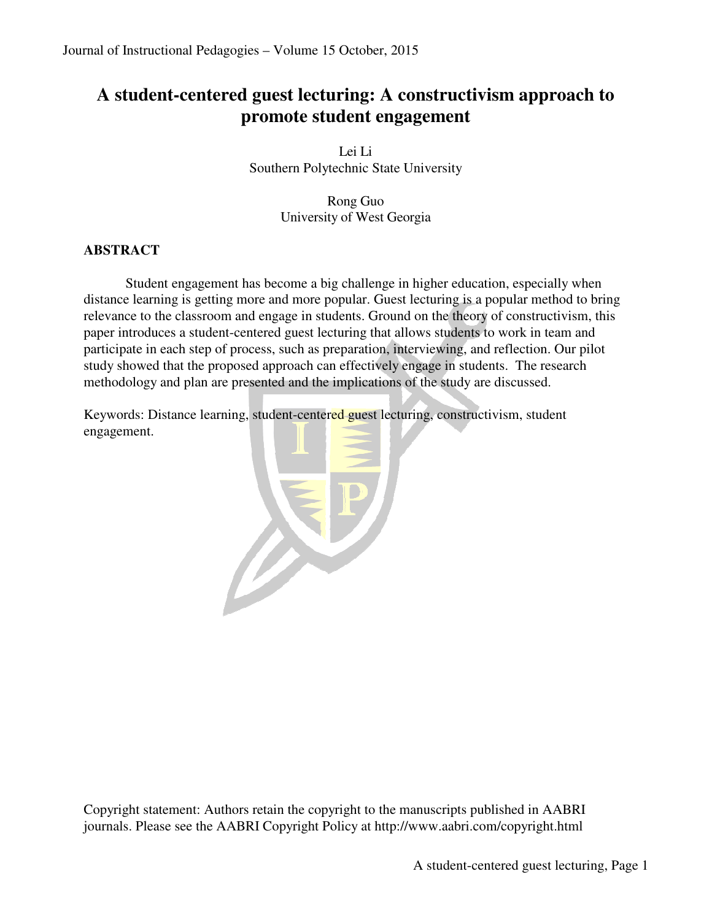# A student-centered guest lecturing: A constructivism approach to promote student engagement

Lei Li
Southern Polytechnic State University

Rong Guo
University of West Georgia

## ABSTRACT

Student engagement has become a big challenge in higher education, especially when distance learning is getting more and more popular. Guest lecturing is a popular method to bring relevance to the classroom and engage in students. Ground on the theory of constructivism, this paper introduces a student-centered guest lecturing that allows students to work in team and participate in each step of process, such as preparation, interviewing, and reflection. Our pilot study showed that the proposed approach can effectively engage in students. The research methodology and plan are presented and the implications of the study are discussed.

Keywords: Distance learning, student-centered guest lecturing, constructivism, student engagement.

Copyright statement: Authors retain the copyright to the manuscripts published in AABRI journals. Please see the AABRI Copyright Policy at http://www.aabri.com/copyright.html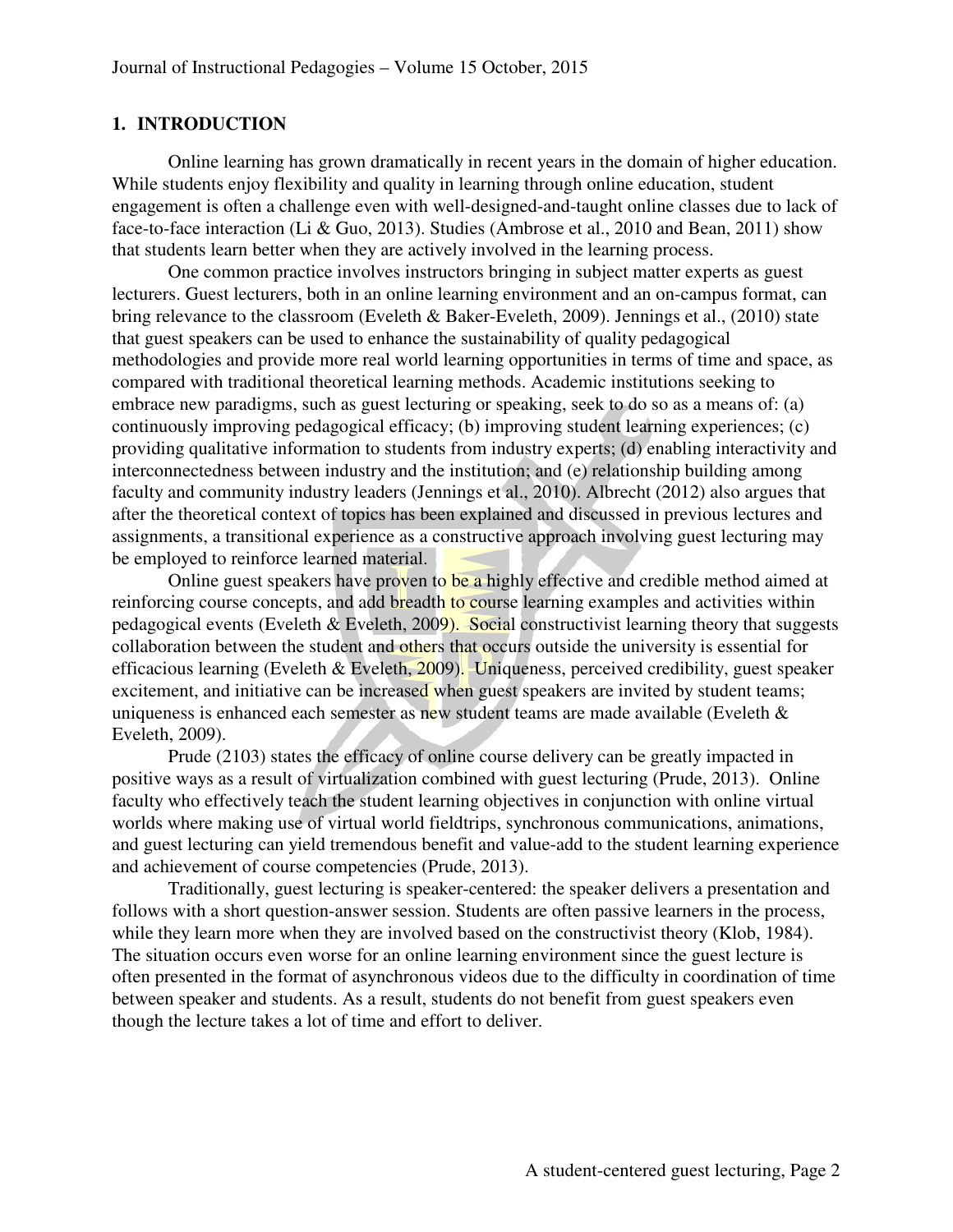## 1. INTRODUCTION

Online learning has grown dramatically in recent years in the domain of higher education. While students enjoy flexibility and quality in learning through online education, student engagement is often a challenge even with well-designed-and-taught online classes due to lack of face-to-face interaction (Li & Guo, 2013). Studies (Ambrose et al., 2010 and Bean, 2011) show that students learn better when they are actively involved in the learning process.

One common practice involves instructors bringing in subject matter experts as guest lecturers. Guest lecturers, both in an online learning environment and an on-campus format, can bring relevance to the classroom (Eveleth & Baker-Eveleth, 2009). Jennings et al., (2010) state that guest speakers can be used to enhance the sustainability of quality pedagogical methodologies and provide more real world learning opportunities in terms of time and space, as compared with traditional theoretical learning methods. Academic institutions seeking to embrace new paradigms, such as guest lecturing or speaking, seek to do so as a means of: (a) continuously improving pedagogical efficacy; (b) improving student learning experiences; (c) providing qualitative information to students from industry experts; (d) enabling interactivity and interconnectedness between industry and the institution; and (e) relationship building among faculty and community industry leaders (Jennings et al., 2010). Albrecht (2012) also argues that after the theoretical context of topics has been explained and discussed in previous lectures and assignments, a transitional experience as a constructive approach involving guest lecturing may be employed to reinforce learned material.

Online guest speakers have proven to be a highly effective and credible method aimed at reinforcing course concepts, and add breadth to course learning examples and activities within pedagogical events (Eveleth & Eveleth, 2009). Social constructivist learning theory that suggests collaboration between the student and others that occurs outside the university is essential for efficacious learning (Eveleth & Eveleth, 2009). Uniqueness, perceived credibility, guest speaker excitement, and initiative can be increased when guest speakers are invited by student teams; uniqueness is enhanced each semester as new student teams are made available (Eveleth & Eveleth, 2009).

Prude (2103) states the efficacy of online course delivery can be greatly impacted in positive ways as a result of virtualization combined with guest lecturing (Prude, 2013). Online faculty who effectively teach the student learning objectives in conjunction with online virtual worlds where making use of virtual world fieldtrips, synchronous communications, animations, and guest lecturing can yield tremendous benefit and value-add to the student learning experience and achievement of course competencies (Prude, 2013).

Traditionally, guest lecturing is speaker-centered: the speaker delivers a presentation and follows with a short question-answer session. Students are often passive learners in the process, while they learn more when they are involved based on the constructivist theory (Klob, 1984). The situation occurs even worse for an online learning environment since the guest lecture is often presented in the format of asynchronous videos due to the difficulty in coordination of time between speaker and students. As a result, students do not benefit from guest speakers even though the lecture takes a lot of time and effort to deliver.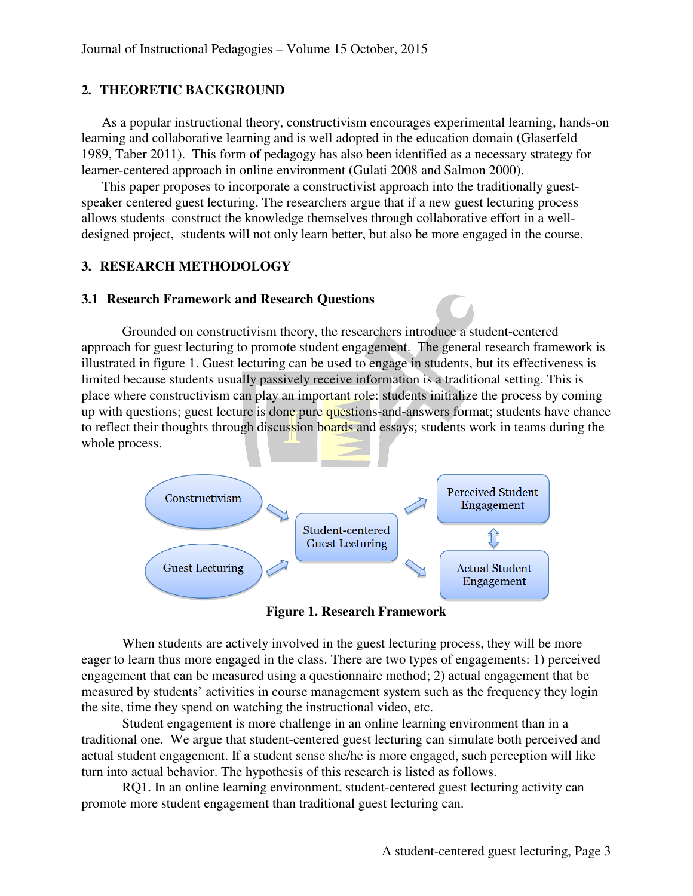## 2. THEORETIC BACKGROUND

As a popular instructional theory, constructivism encourages experimental learning, hands-on learning and collaborative learning and is well adopted in the education domain (Glaserfeld 1989, Taber 2011). This form of pedagogy has also been identified as a necessary strategy for learner-centered approach in online environment (Gulati 2008 and Salmon 2000).

This paper proposes to incorporate a constructivist approach into the traditionally guest-speaker centered guest lecturing. The researchers argue that if a new guest lecturing process allows students construct the knowledge themselves through collaborative effort in a well-designed project, students will not only learn better, but also be more engaged in the course.

## 3. RESEARCH METHODOLOGY

### 3.1 Research Framework and Research Questions

Grounded on constructivism theory, the researchers introduce a student-centered approach for guest lecturing to promote student engagement. The general research framework is illustrated in figure 1. Guest lecturing can be used to engage in students, but its effectiveness is limited because students usually passively receive information is a traditional setting. This is place where constructivism can play an important role: students initialize the process by coming up with questions; guest lecture is done pure questions-and-answers format; students have chance to reflect their thoughts through discussion boards and essays; students work in teams during the whole process.

Constructivism → Student-centered Guest Lecturing
Guest Lecturing → Student-centered Guest Lecturing
Student-centered Guest Lecturing → Perceived Student Engagement
Student-centered Guest Lecturing → Actual Student Engagement
Perceived Student Engagement ⇕ Actual Student Engagement

**Figure 1. Research Framework**

When students are actively involved in the guest lecturing process, they will be more eager to learn thus more engaged in the class. There are two types of engagements: 1) perceived engagement that can be measured using a questionnaire method; 2) actual engagement that be measured by students' activities in course management system such as the frequency they login the site, time they spend on watching the instructional video, etc.

Student engagement is more challenge in an online learning environment than in a traditional one. We argue that student-centered guest lecturing can simulate both perceived and actual student engagement. If a student sense she/he is more engaged, such perception will like turn into actual behavior. The hypothesis of this research is listed as follows.

RQ1. In an online learning environment, student-centered guest lecturing activity can promote more student engagement than traditional guest lecturing can.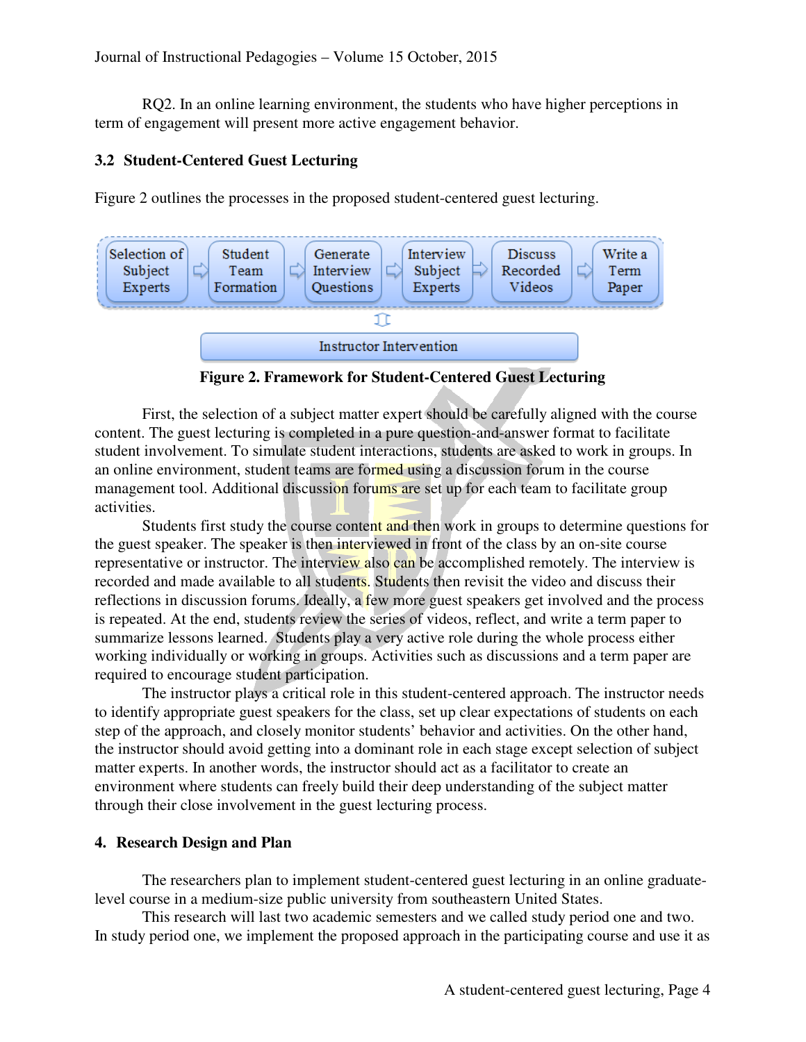RQ2. In an online learning environment, the students who have higher perceptions in term of engagement will present more active engagement behavior.

### 3.2 Student-Centered Guest Lecturing

Figure 2 outlines the processes in the proposed student-centered guest lecturing.

Selection of Subject Experts → Student Team Formation → Generate Interview Questions → Interview Subject Experts → Discuss Recorded Videos → Write a Term Paper

⇕

Instructor Intervention

**Figure 2. Framework for Student-Centered Guest Lecturing**

First, the selection of a subject matter expert should be carefully aligned with the course content. The guest lecturing is completed in a pure question-and-answer format to facilitate student involvement. To simulate student interactions, students are asked to work in groups. In an online environment, student teams are formed using a discussion forum in the course management tool. Additional discussion forums are set up for each team to facilitate group activities.

Students first study the course content and then work in groups to determine questions for the guest speaker. The speaker is then interviewed in front of the class by an on-site course representative or instructor. The interview also can be accomplished remotely. The interview is recorded and made available to all students. Students then revisit the video and discuss their reflections in discussion forums. Ideally, a few more guest speakers get involved and the process is repeated. At the end, students review the series of videos, reflect, and write a term paper to summarize lessons learned. Students play a very active role during the whole process either working individually or working in groups. Activities such as discussions and a term paper are required to encourage student participation.

The instructor plays a critical role in this student-centered approach. The instructor needs to identify appropriate guest speakers for the class, set up clear expectations of students on each step of the approach, and closely monitor students' behavior and activities. On the other hand, the instructor should avoid getting into a dominant role in each stage except selection of subject matter experts. In another words, the instructor should act as a facilitator to create an environment where students can freely build their deep understanding of the subject matter through their close involvement in the guest lecturing process.

## 4. Research Design and Plan

The researchers plan to implement student-centered guest lecturing in an online graduate-level course in a medium-size public university from southeastern United States.

This research will last two academic semesters and we called study period one and two. In study period one, we implement the proposed approach in the participating course and use it as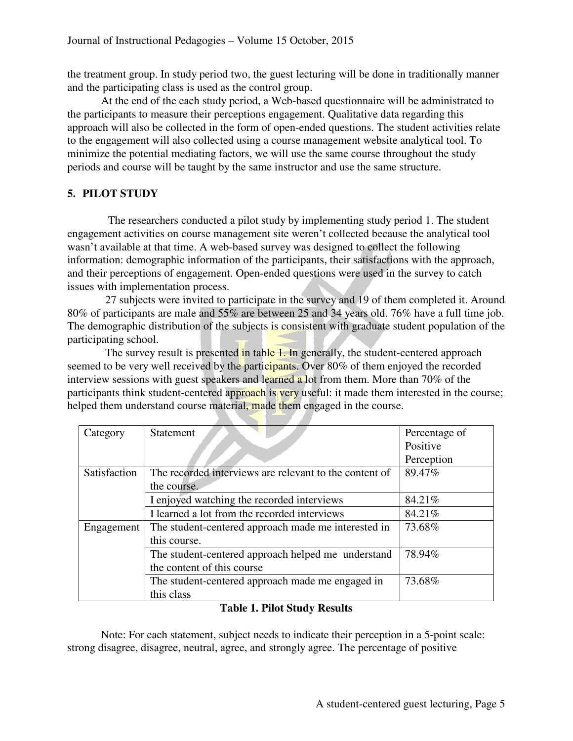the treatment group. In study period two, the guest lecturing will be done in traditionally manner and the participating class is used as the control group.

At the end of the each study period, a Web-based questionnaire will be administrated to the participants to measure their perceptions engagement. Qualitative data regarding this approach will also be collected in the form of open-ended questions. The student activities relate to the engagement will also collected using a course management website analytical tool. To minimize the potential mediating factors, we will use the same course throughout the study periods and course will be taught by the same instructor and use the same structure.

## 5. PILOT STUDY

The researchers conducted a pilot study by implementing study period 1. The student engagement activities on course management site weren't collected because the analytical tool wasn't available at that time. A web-based survey was designed to collect the following information: demographic information of the participants, their satisfactions with the approach, and their perceptions of engagement. Open-ended questions were used in the survey to catch issues with implementation process.

27 subjects were invited to participate in the survey and 19 of them completed it. Around 80% of participants are male and 55% are between 25 and 34 years old. 76% have a full time job. The demographic distribution of the subjects is consistent with graduate student population of the participating school.

The survey result is presented in table 1. In generally, the student-centered approach seemed to be very well received by the participants. Over 80% of them enjoyed the recorded interview sessions with guest speakers and learned a lot from them. More than 70% of the participants think student-centered approach is very useful: it made them interested in the course; helped them understand course material, made them engaged in the course.

| Category | Statement | Percentage of Positive Perception |
|---|---|---|
| Satisfaction | The recorded interviews are relevant to the content of the course. | 89.47% |
| | I enjoyed watching the recorded interviews | 84.21% |
| | I learned a lot from the recorded interviews | 84.21% |
| Engagement | The student-centered approach made me interested in this course. | 73.68% |
| | The student-centered approach helped me understand the content of this course | 78.94% |
| | The student-centered approach made me engaged in this class | 73.68% |

**Table 1. Pilot Study Results**

Note: For each statement, subject needs to indicate their perception in a 5-point scale: strong disagree, disagree, neutral, agree, and strongly agree. The percentage of positive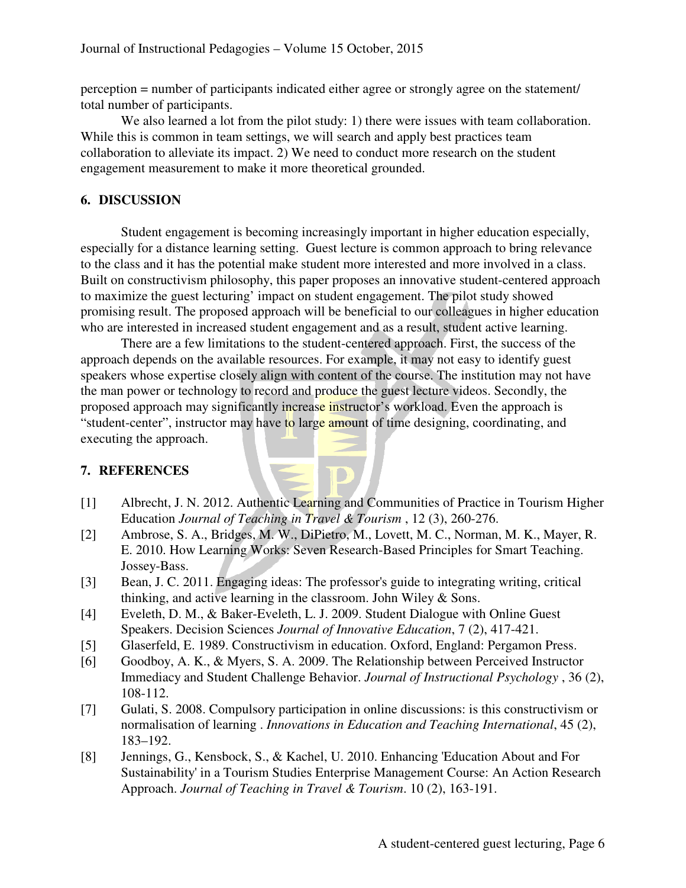perception = number of participants indicated either agree or strongly agree on the statement/ total number of participants.

We also learned a lot from the pilot study: 1) there were issues with team collaboration. While this is common in team settings, we will search and apply best practices team collaboration to alleviate its impact. 2) We need to conduct more research on the student engagement measurement to make it more theoretical grounded.

## 6. DISCUSSION

Student engagement is becoming increasingly important in higher education especially, especially for a distance learning setting. Guest lecture is common approach to bring relevance to the class and it has the potential make student more interested and more involved in a class. Built on constructivism philosophy, this paper proposes an innovative student-centered approach to maximize the guest lecturing' impact on student engagement. The pilot study showed promising result. The proposed approach will be beneficial to our colleagues in higher education who are interested in increased student engagement and as a result, student active learning.

There are a few limitations to the student-centered approach. First, the success of the approach depends on the available resources. For example, it may not easy to identify guest speakers whose expertise closely align with content of the course. The institution may not have the man power or technology to record and produce the guest lecture videos. Secondly, the proposed approach may significantly increase instructor's workload. Even the approach is "student-center", instructor may have to large amount of time designing, coordinating, and executing the approach.

## 7. REFERENCES

[1] Albrecht, J. N. 2012. Authentic Learning and Communities of Practice in Tourism Higher Education *Journal of Teaching in Travel & Tourism* , 12 (3), 260-276.

[2] Ambrose, S. A., Bridges, M. W., DiPietro, M., Lovett, M. C., Norman, M. K., Mayer, R. E. 2010. How Learning Works: Seven Research-Based Principles for Smart Teaching. Jossey-Bass.

[3] Bean, J. C. 2011. Engaging ideas: The professor's guide to integrating writing, critical thinking, and active learning in the classroom. John Wiley & Sons.

[4] Eveleth, D. M., & Baker-Eveleth, L. J. 2009. Student Dialogue with Online Guest Speakers. Decision Sciences *Journal of Innovative Education*, 7 (2), 417-421.

[5] Glaserfeld, E. 1989. Constructivism in education. Oxford, England: Pergamon Press.

[6] Goodboy, A. K., & Myers, S. A. 2009. The Relationship between Perceived Instructor Immediacy and Student Challenge Behavior. *Journal of Instructional Psychology* , 36 (2), 108-112.

[7] Gulati, S. 2008. Compulsory participation in online discussions: is this constructivism or normalisation of learning . *Innovations in Education and Teaching International*, 45 (2), 183–192.

[8] Jennings, G., Kensbock, S., & Kachel, U. 2010. Enhancing 'Education About and For Sustainability' in a Tourism Studies Enterprise Management Course: An Action Research Approach. *Journal of Teaching in Travel & Tourism*. 10 (2), 163-191.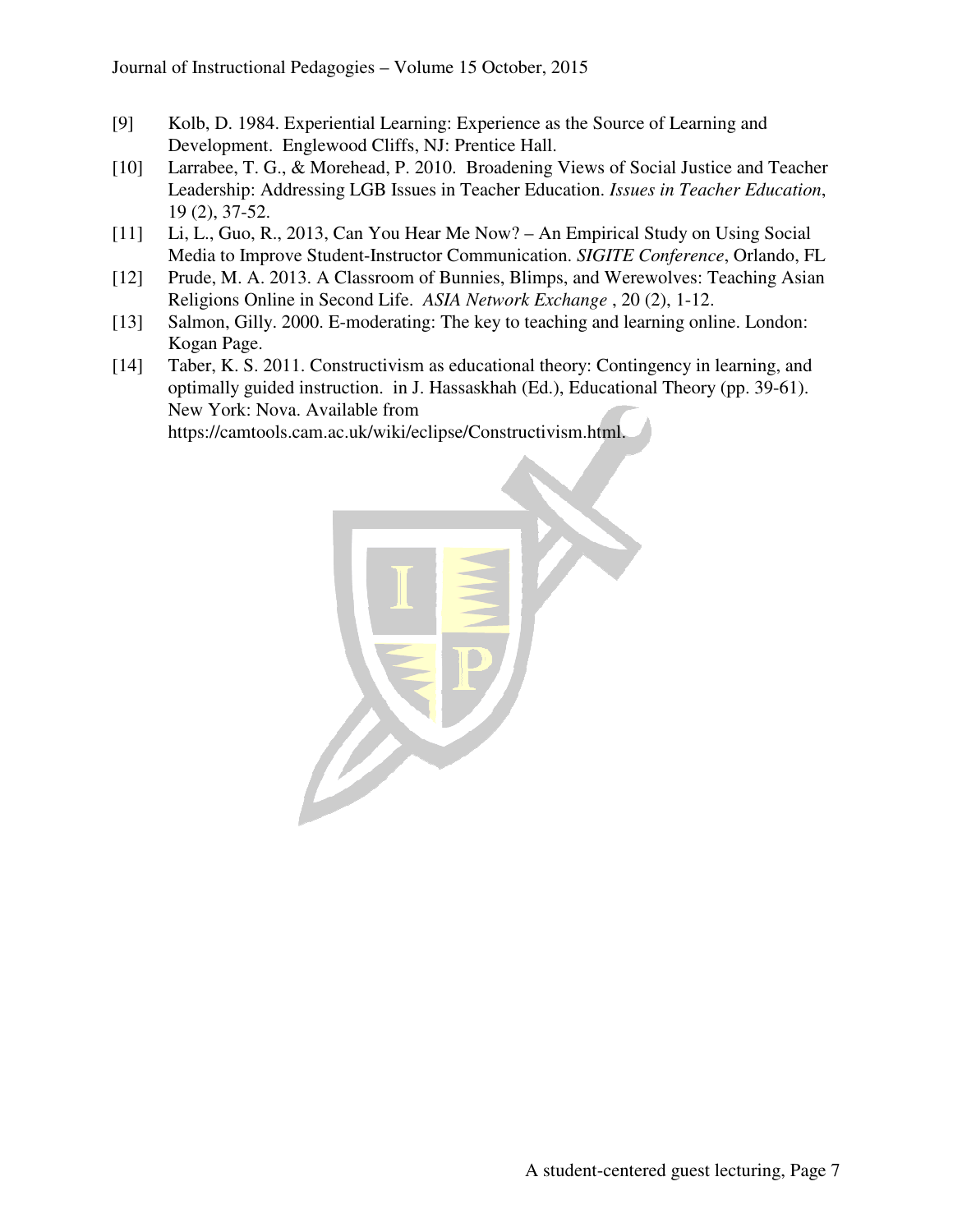[9] Kolb, D. 1984. Experiential Learning: Experience as the Source of Learning and Development. Englewood Cliffs, NJ: Prentice Hall.

[10] Larrabee, T. G., & Morehead, P. 2010. Broadening Views of Social Justice and Teacher Leadership: Addressing LGB Issues in Teacher Education. *Issues in Teacher Education*, 19 (2), 37-52.

[11] Li, L., Guo, R., 2013, Can You Hear Me Now? – An Empirical Study on Using Social Media to Improve Student-Instructor Communication. *SIGITE Conference*, Orlando, FL

[12] Prude, M. A. 2013. A Classroom of Bunnies, Blimps, and Werewolves: Teaching Asian Religions Online in Second Life. *ASIA Network Exchange* , 20 (2), 1-12.

[13] Salmon, Gilly. 2000. E-moderating: The key to teaching and learning online. London: Kogan Page.

[14] Taber, K. S. 2011. Constructivism as educational theory: Contingency in learning, and optimally guided instruction. in J. Hassaskhah (Ed.), Educational Theory (pp. 39-61). New York: Nova. Available from https://camtools.cam.ac.uk/wiki/eclipse/Constructivism.html.